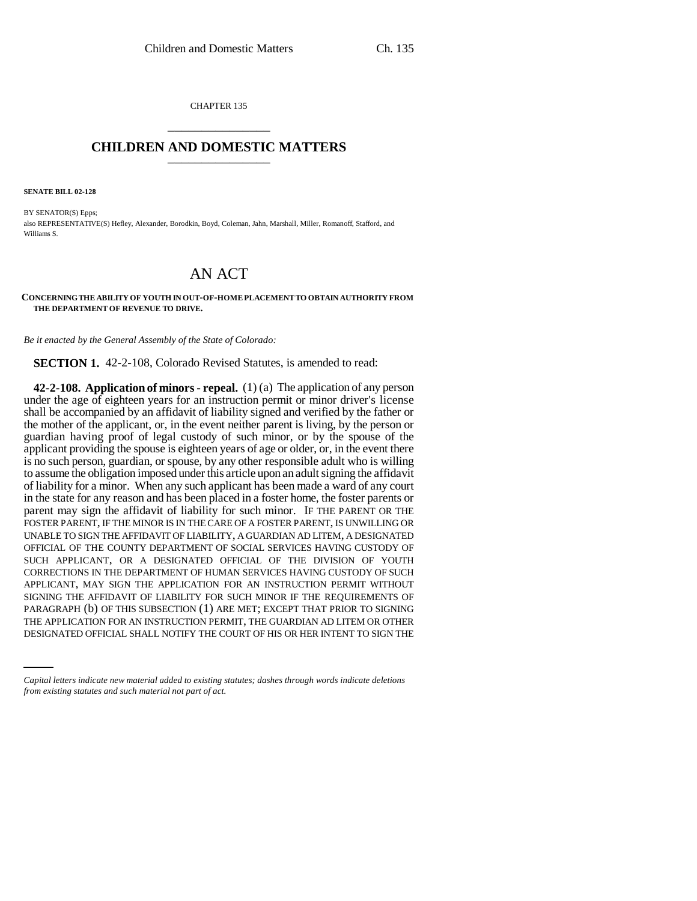CHAPTER 135

# CHILDREN AND DOMESTIC MATTERS

**SENATE BILL 02-128**

BY SENATOR(S) Epps;
also REPRESENTATIVE(S) Hefley, Alexander, Borodkin, Boyd, Coleman, Jahn, Marshall, Miller, Romanoff, Stafford, and Williams S.

# AN ACT

**CONCERNING THE ABILITY OF YOUTH IN OUT-OF-HOME PLACEMENT TO OBTAIN AUTHORITY FROM THE DEPARTMENT OF REVENUE TO DRIVE.**

*Be it enacted by the General Assembly of the State of Colorado:*

**SECTION 1.** 42-2-108, Colorado Revised Statutes, is amended to read:

**42-2-108. Application of minors - repeal.** (1) (a) The application of any person under the age of eighteen years for an instruction permit or minor driver's license shall be accompanied by an affidavit of liability signed and verified by the father or the mother of the applicant, or, in the event neither parent is living, by the person or guardian having proof of legal custody of such minor, or by the spouse of the applicant providing the spouse is eighteen years of age or older, or, in the event there is no such person, guardian, or spouse, by any other responsible adult who is willing to assume the obligation imposed under this article upon an adult signing the affidavit of liability for a minor. When any such applicant has been made a ward of any court in the state for any reason and has been placed in a foster home, the foster parents or parent may sign the affidavit of liability for such minor. IF THE PARENT OR THE FOSTER PARENT, IF THE MINOR IS IN THE CARE OF A FOSTER PARENT, IS UNWILLING OR UNABLE TO SIGN THE AFFIDAVIT OF LIABILITY, A GUARDIAN AD LITEM, A DESIGNATED OFFICIAL OF THE COUNTY DEPARTMENT OF SOCIAL SERVICES HAVING CUSTODY OF SUCH APPLICANT, OR A DESIGNATED OFFICIAL OF THE DIVISION OF YOUTH CORRECTIONS IN THE DEPARTMENT OF HUMAN SERVICES HAVING CUSTODY OF SUCH APPLICANT, MAY SIGN THE APPLICATION FOR AN INSTRUCTION PERMIT WITHOUT SIGNING THE AFFIDAVIT OF LIABILITY FOR SUCH MINOR IF THE REQUIREMENTS OF PARAGRAPH (b) OF THIS SUBSECTION (1) ARE MET; EXCEPT THAT PRIOR TO SIGNING THE APPLICATION FOR AN INSTRUCTION PERMIT, THE GUARDIAN AD LITEM OR OTHER DESIGNATED OFFICIAL SHALL NOTIFY THE COURT OF HIS OR HER INTENT TO SIGN THE

*Capital letters indicate new material added to existing statutes; dashes through words indicate deletions from existing statutes and such material not part of act.*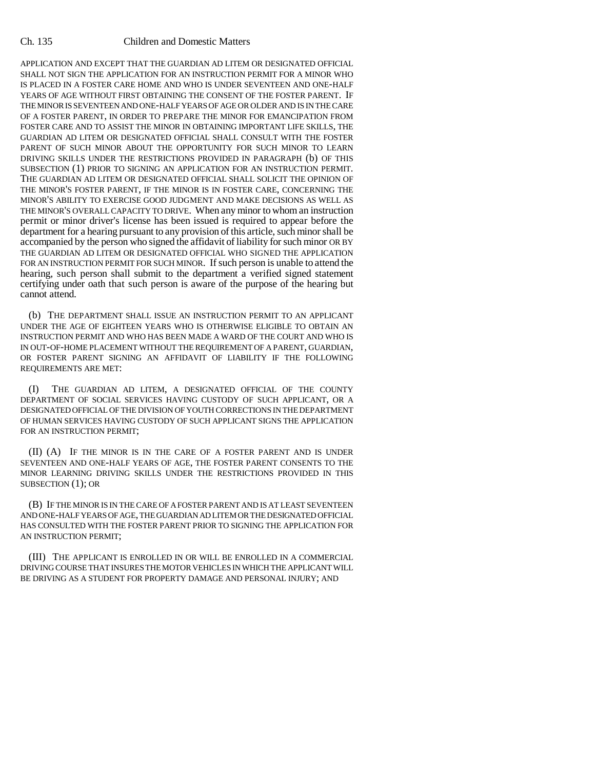APPLICATION AND EXCEPT THAT THE GUARDIAN AD LITEM OR DESIGNATED OFFICIAL SHALL NOT SIGN THE APPLICATION FOR AN INSTRUCTION PERMIT FOR A MINOR WHO IS PLACED IN A FOSTER CARE HOME AND WHO IS UNDER SEVENTEEN AND ONE-HALF YEARS OF AGE WITHOUT FIRST OBTAINING THE CONSENT OF THE FOSTER PARENT. IF THE MINOR IS SEVENTEEN AND ONE-HALF YEARS OF AGE OR OLDER AND IS IN THE CARE OF A FOSTER PARENT, IN ORDER TO PREPARE THE MINOR FOR EMANCIPATION FROM FOSTER CARE AND TO ASSIST THE MINOR IN OBTAINING IMPORTANT LIFE SKILLS, THE GUARDIAN AD LITEM OR DESIGNATED OFFICIAL SHALL CONSULT WITH THE FOSTER PARENT OF SUCH MINOR ABOUT THE OPPORTUNITY FOR SUCH MINOR TO LEARN DRIVING SKILLS UNDER THE RESTRICTIONS PROVIDED IN PARAGRAPH (b) OF THIS SUBSECTION (1) PRIOR TO SIGNING AN APPLICATION FOR AN INSTRUCTION PERMIT. THE GUARDIAN AD LITEM OR DESIGNATED OFFICIAL SHALL SOLICIT THE OPINION OF THE MINOR'S FOSTER PARENT, IF THE MINOR IS IN FOSTER CARE, CONCERNING THE MINOR'S ABILITY TO EXERCISE GOOD JUDGMENT AND MAKE DECISIONS AS WELL AS THE MINOR'S OVERALL CAPACITY TO DRIVE. When any minor to whom an instruction permit or minor driver's license has been issued is required to appear before the department for a hearing pursuant to any provision of this article, such minor shall be accompanied by the person who signed the affidavit of liability for such minor OR BY THE GUARDIAN AD LITEM OR DESIGNATED OFFICIAL WHO SIGNED THE APPLICATION FOR AN INSTRUCTION PERMIT FOR SUCH MINOR. If such person is unable to attend the hearing, such person shall submit to the department a verified signed statement certifying under oath that such person is aware of the purpose of the hearing but cannot attend.

(b) THE DEPARTMENT SHALL ISSUE AN INSTRUCTION PERMIT TO AN APPLICANT UNDER THE AGE OF EIGHTEEN YEARS WHO IS OTHERWISE ELIGIBLE TO OBTAIN AN INSTRUCTION PERMIT AND WHO HAS BEEN MADE A WARD OF THE COURT AND WHO IS IN OUT-OF-HOME PLACEMENT WITHOUT THE REQUIREMENT OF A PARENT, GUARDIAN, OR FOSTER PARENT SIGNING AN AFFIDAVIT OF LIABILITY IF THE FOLLOWING REQUIREMENTS ARE MET:

(I) THE GUARDIAN AD LITEM, A DESIGNATED OFFICIAL OF THE COUNTY DEPARTMENT OF SOCIAL SERVICES HAVING CUSTODY OF SUCH APPLICANT, OR A DESIGNATED OFFICIAL OF THE DIVISION OF YOUTH CORRECTIONS IN THE DEPARTMENT OF HUMAN SERVICES HAVING CUSTODY OF SUCH APPLICANT SIGNS THE APPLICATION FOR AN INSTRUCTION PERMIT;

(II) (A) IF THE MINOR IS IN THE CARE OF A FOSTER PARENT AND IS UNDER SEVENTEEN AND ONE-HALF YEARS OF AGE, THE FOSTER PARENT CONSENTS TO THE MINOR LEARNING DRIVING SKILLS UNDER THE RESTRICTIONS PROVIDED IN THIS SUBSECTION (1); OR

(B) IF THE MINOR IS IN THE CARE OF A FOSTER PARENT AND IS AT LEAST SEVENTEEN AND ONE-HALF YEARS OF AGE, THE GUARDIAN AD LITEM OR THE DESIGNATED OFFICIAL HAS CONSULTED WITH THE FOSTER PARENT PRIOR TO SIGNING THE APPLICATION FOR AN INSTRUCTION PERMIT;

(III) THE APPLICANT IS ENROLLED IN OR WILL BE ENROLLED IN A COMMERCIAL DRIVING COURSE THAT INSURES THE MOTOR VEHICLES IN WHICH THE APPLICANT WILL BE DRIVING AS A STUDENT FOR PROPERTY DAMAGE AND PERSONAL INJURY; AND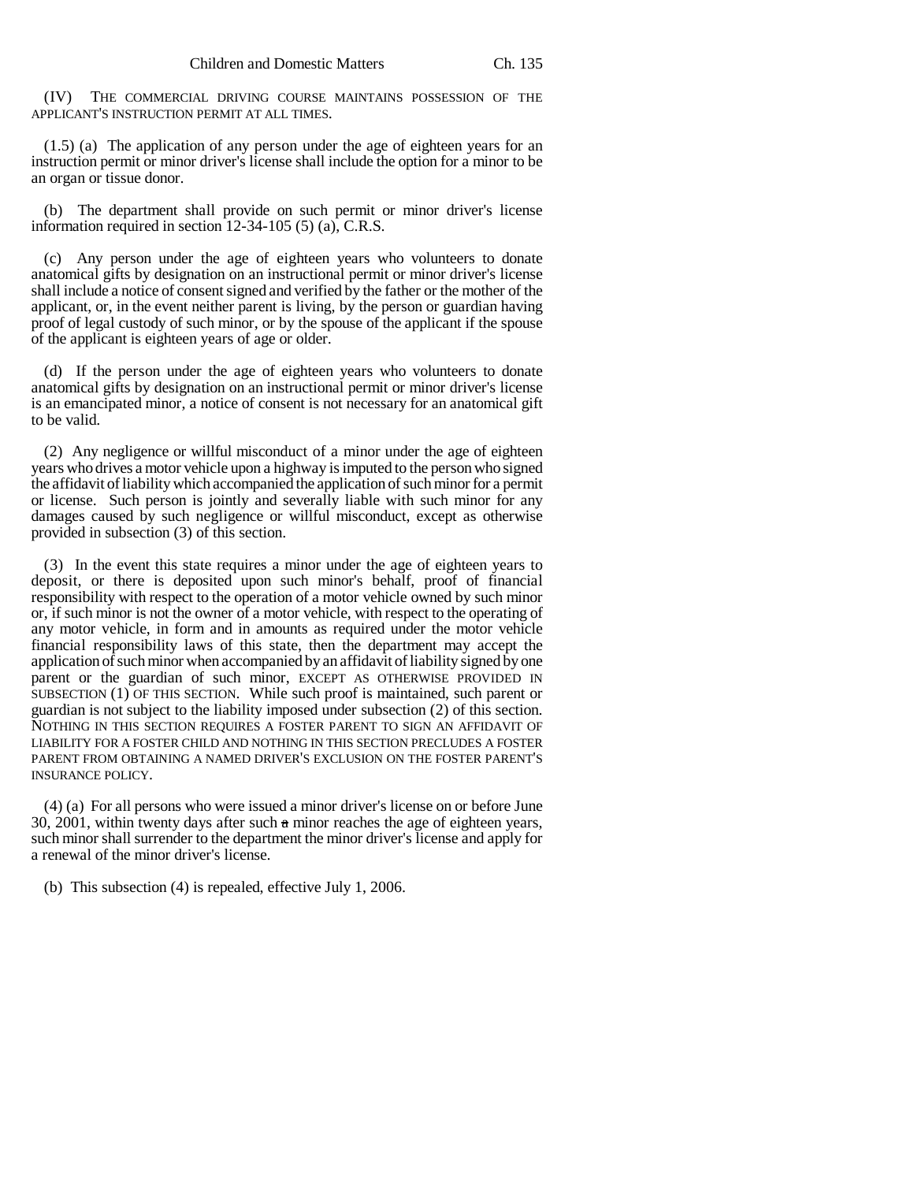(IV) THE COMMERCIAL DRIVING COURSE MAINTAINS POSSESSION OF THE APPLICANT'S INSTRUCTION PERMIT AT ALL TIMES.

(1.5) (a) The application of any person under the age of eighteen years for an instruction permit or minor driver's license shall include the option for a minor to be an organ or tissue donor.

(b) The department shall provide on such permit or minor driver's license information required in section 12-34-105 (5) (a), C.R.S.

(c) Any person under the age of eighteen years who volunteers to donate anatomical gifts by designation on an instructional permit or minor driver's license shall include a notice of consent signed and verified by the father or the mother of the applicant, or, in the event neither parent is living, by the person or guardian having proof of legal custody of such minor, or by the spouse of the applicant if the spouse of the applicant is eighteen years of age or older.

(d) If the person under the age of eighteen years who volunteers to donate anatomical gifts by designation on an instructional permit or minor driver's license is an emancipated minor, a notice of consent is not necessary for an anatomical gift to be valid.

(2) Any negligence or willful misconduct of a minor under the age of eighteen years who drives a motor vehicle upon a highway is imputed to the person who signed the affidavit of liability which accompanied the application of such minor for a permit or license. Such person is jointly and severally liable with such minor for any damages caused by such negligence or willful misconduct, except as otherwise provided in subsection (3) of this section.

(3) In the event this state requires a minor under the age of eighteen years to deposit, or there is deposited upon such minor's behalf, proof of financial responsibility with respect to the operation of a motor vehicle owned by such minor or, if such minor is not the owner of a motor vehicle, with respect to the operating of any motor vehicle, in form and in amounts as required under the motor vehicle financial responsibility laws of this state, then the department may accept the application of such minor when accompanied by an affidavit of liability signed by one parent or the guardian of such minor, EXCEPT AS OTHERWISE PROVIDED IN SUBSECTION (1) OF THIS SECTION. While such proof is maintained, such parent or guardian is not subject to the liability imposed under subsection (2) of this section. NOTHING IN THIS SECTION REQUIRES A FOSTER PARENT TO SIGN AN AFFIDAVIT OF LIABILITY FOR A FOSTER CHILD AND NOTHING IN THIS SECTION PRECLUDES A FOSTER PARENT FROM OBTAINING A NAMED DRIVER'S EXCLUSION ON THE FOSTER PARENT'S INSURANCE POLICY.

(4) (a) For all persons who were issued a minor driver's license on or before June 30, 2001, within twenty days after such a minor reaches the age of eighteen years, such minor shall surrender to the department the minor driver's license and apply for a renewal of the minor driver's license.

(b) This subsection (4) is repealed, effective July 1, 2006.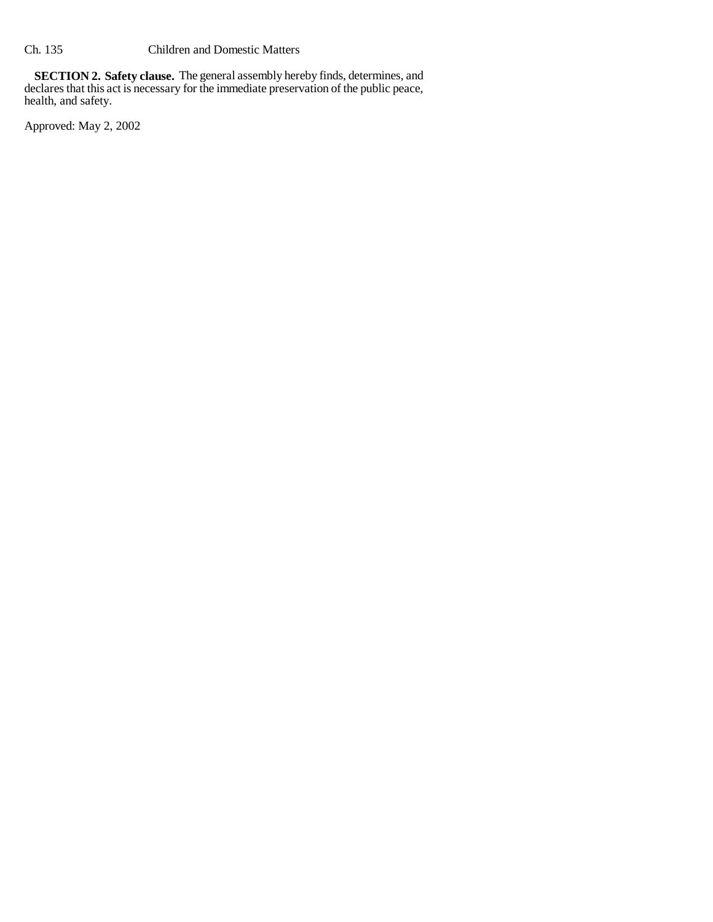**SECTION 2. Safety clause.** The general assembly hereby finds, determines, and declares that this act is necessary for the immediate preservation of the public peace, health, and safety.

Approved: May 2, 2002